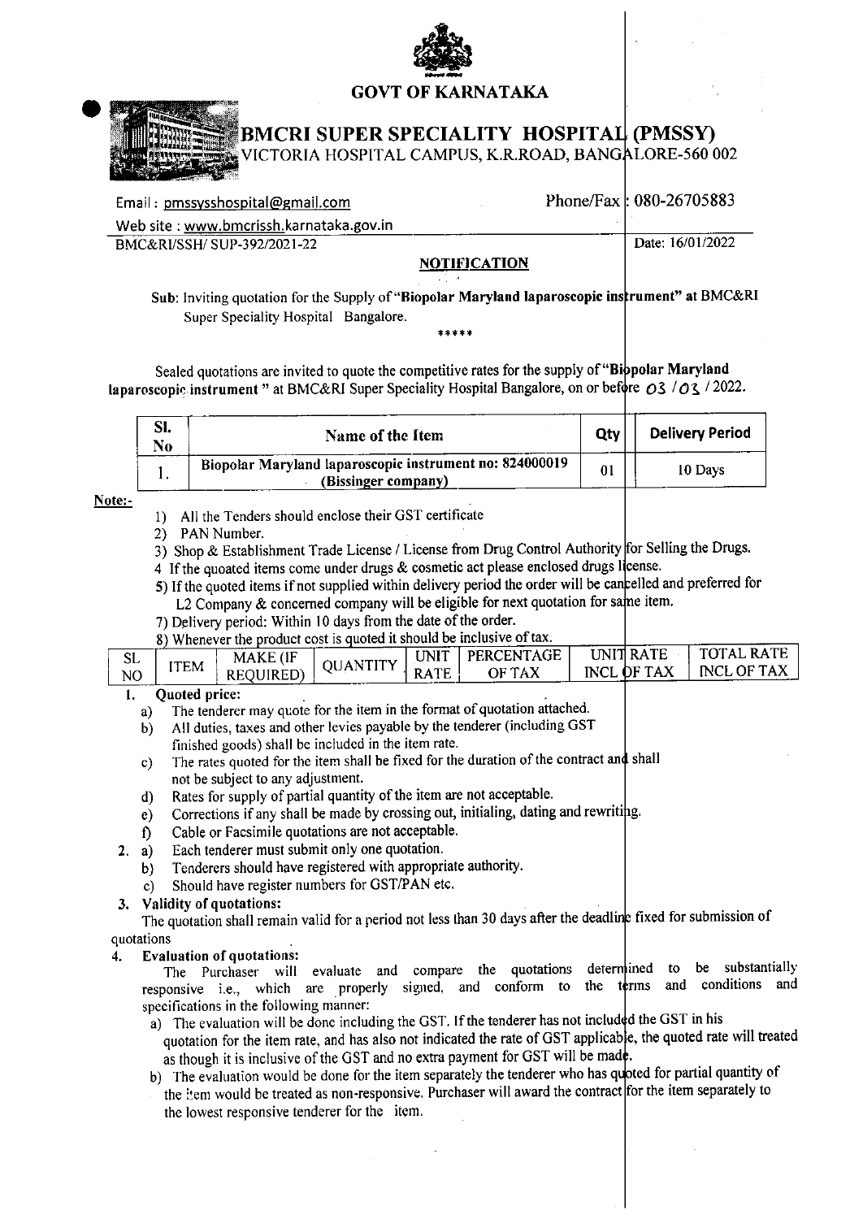# GOVT OF KARNATAKA

## BMCRI SUPER SPECIALITY HOSPITAL (PMSSY)

VICTORIA HOSPITAL CAMPUS, K.R.ROAD, BANGALORE-560 002

Email : pmssysshospital@gmail.com Phone/Fax : 080-26705883

Web site : www.bmcrissh.karnataka.gov.in

BMC&RI/SSH/ SUP-392/2021-22 Date: 16/01/2022

**NOTIFICATION**

**Sub**: Inviting quotation for the Supply of "**Biopolar Maryland laparoscopic instrument**" at BMC&RI Super Speciality Hospital Bangalore.

*****

Sealed quotations are invited to quote the competitive rates for the supply of "**Biopolar Maryland laparoscopic instrument** " at BMC&RI Super Speciality Hospital Bangalore, on or before 03 /03 / 2022.

| Sl. No | Name of the Item | Qty | Delivery Period |
|---|---|---|---|
| 1. | **Biopolar Maryland laparoscopic instrument no: 824000019 (Bissinger company)** | 01 | 10 Days |

**Note:-**

1) All the Tenders should enclose their GST certificate
2) PAN Number.
3) Shop & Establishment Trade License / License from Drug Control Authority for Selling the Drugs.
4 If the quoated items come under drugs & cosmetic act please enclosed drugs license.
5) If the quoted items if not supplied within delivery period the order will be cancelled and preferred for L2 Company & concerned company will be eligible for next quotation for same item.
7) Delivery period: Within 10 days from the date of the order.
8) Whenever the product cost is quoted it should be inclusive of tax.

| SL NO | ITEM | MAKE (IF REQUIRED) | QUANTITY | UNIT RATE | PERCENTAGE OF TAX | UNIT RATE INCL OF TAX | TOTAL RATE INCL OF TAX |
|---|---|---|---|---|---|---|---|

1. **Quoted price:**
   a) The tenderer may quote for the item in the format of quotation attached.
   b) All duties, taxes and other levies payable by the tenderer (including GST finished goods) shall be included in the item rate.
   c) The rates quoted for the item shall be fixed for the duration of the contract and shall not be subject to any adjustment.
   d) Rates for supply of partial quantity of the item are not acceptable.
   e) Corrections if any shall be made by crossing out, initialing, dating and rewriting.
   f) Cable or Facsimile quotations are not acceptable.
2. a) Each tenderer must submit only one quotation.
   b) Tenderers should have registered with appropriate authority.
   c) Should have register numbers for GST/PAN etc.
3. **Validity of quotations:**
   The quotation shall remain valid for a period not less than 30 days after the deadline fixed for submission of quotations
4. **Evaluation of quotations:**
   The Purchaser will evaluate and compare the quotations determined to be substantially responsive i.e., which are properly signed, and conform to the terms and conditions and specifications in the following manner:
   a) The evaluation will be done including the GST. If the tenderer has not included the GST in his quotation for the item rate, and has also not indicated the rate of GST applicable, the quoted rate will treated as though it is inclusive of the GST and no extra payment for GST will be made.
   b) The evaluation would be done for the item separately the tenderer who has quoted for partial quantity of the item would be treated as non-responsive. Purchaser will award the contract for the item separately to the lowest responsive tenderer for the item.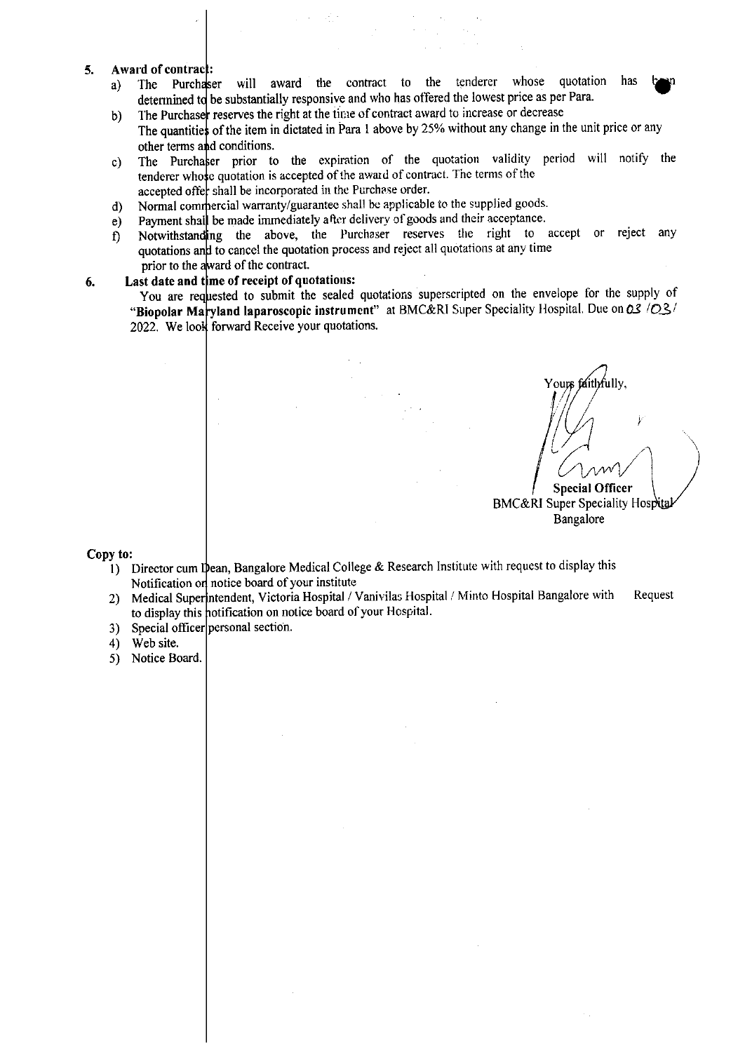5. **Award of contract:**

   a) The Purchaser will award the contract to the tenderer whose quotation has been determined to be substantially responsive and who has offered the lowest price as per Para.

   b) The Purchaser reserves the right at the time of contract award to increase or decrease The quantities of the item in dictated in Para 1 above by 25% without any change in the unit price or any other terms and conditions.

   c) The Purchaser prior to the expiration of the quotation validity period will notify the tenderer whose quotation is accepted of the award of contract. The terms of the accepted offer shall be incorporated in the Purchase order.

   d) Normal commercial warranty/guarantee shall be applicable to the supplied goods.

   e) Payment shall be made immediately after delivery of goods and their acceptance.

   f) Notwithstanding the above, the Purchaser reserves the right to accept or reject any quotations and to cancel the quotation process and reject all quotations at any time prior to the award of the contract.

6. **Last date and time of receipt of quotations:**

   You are requested to submit the sealed quotations superscripted on the envelope for the supply of "**Biopolar Maryland laparoscopic instrument**" at BMC&RI Super Speciality Hospital. Due on 03 /03/ 2022. We look forward Receive your quotations.

Yours faithfully,

**Special Officer**
BMC&RI Super Speciality Hospital
Bangalore

**Copy to:**

1) Director cum Dean, Bangalore Medical College & Research Institute with request to display this Notification on notice board of your institute
2) Medical Superintendent, Victoria Hospital / Vanivilas Hospital / Minto Hospital Bangalore with Request to display this notification on notice board of your Hospital.
3) Special officer personal section.
4) Web site.
5) Notice Board.